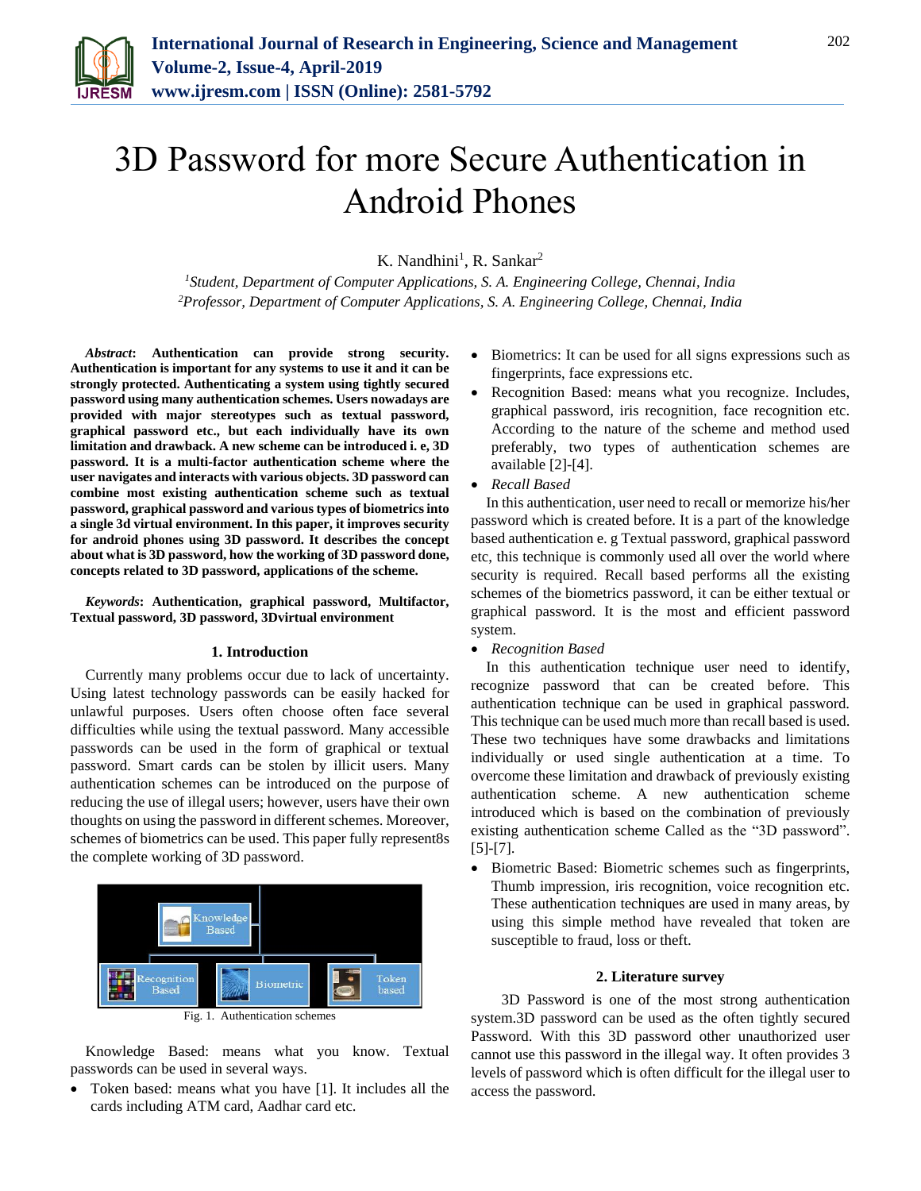# 3D Password for more Secure Authentication in Android Phones

K. Nandhini[1], R. Sankar[2]

[1]*Student, Department of Computer Applications, S. A. Engineering College, Chennai, India*
[2]*Professor, Department of Computer Applications, S. A. Engineering College, Chennai, India*

***Abstract*: Authentication can provide strong security. Authentication is important for any systems to use it and it can be strongly protected. Authenticating a system using tightly secured password using many authentication schemes. Users nowadays are provided with major stereotypes such as textual password, graphical password etc., but each individually have its own limitation and drawback. A new scheme can be introduced i. e, 3D password. It is a multi-factor authentication scheme where the user navigates and interacts with various objects. 3D password can combine most existing authentication scheme such as textual password, graphical password and various types of biometrics into a single 3d virtual environment. In this paper, it improves security for android phones using 3D password. It describes the concept about what is 3D password, how the working of 3D password done, concepts related to 3D password, applications of the scheme.**

***Keywords*: Authentication, graphical password, Multifactor, Textual password, 3D password, 3Dvirtual environment**

## 1. Introduction

Currently many problems occur due to lack of uncertainty. Using latest technology passwords can be easily hacked for unlawful purposes. Users often choose often face several difficulties while using the textual password. Many accessible passwords can be used in the form of graphical or textual password. Smart cards can be stolen by illicit users. Many authentication schemes can be introduced on the purpose of reducing the use of illegal users; however, users have their own thoughts on using the password in different schemes. Moreover, schemes of biometrics can be used. This paper fully represent8s the complete working of 3D password.

Fig. 1. Authentication schemes

Knowledge Based: means what you know. Textual passwords can be used in several ways.

- Token based: means what you have [1]. It includes all the cards including ATM card, Aadhar card etc.
- Biometrics: It can be used for all signs expressions such as fingerprints, face expressions etc.
- Recognition Based: means what you recognize. Includes, graphical password, iris recognition, face recognition etc. According to the nature of the scheme and method used preferably, two types of authentication schemes are available [2]-[4].
- *Recall Based*

In this authentication, user need to recall or memorize his/her password which is created before. It is a part of the knowledge based authentication e. g Textual password, graphical password etc, this technique is commonly used all over the world where security is required. Recall based performs all the existing schemes of the biometrics password, it can be either textual or graphical password. It is the most and efficient password system.

- *Recognition Based*

In this authentication technique user need to identify, recognize password that can be created before. This authentication technique can be used in graphical password. This technique can be used much more than recall based is used. These two techniques have some drawbacks and limitations individually or used single authentication at a time. To overcome these limitation and drawback of previously existing authentication scheme. A new authentication scheme introduced which is based on the combination of previously existing authentication scheme Called as the "3D password". [5]-[7].

- Biometric Based: Biometric schemes such as fingerprints, Thumb impression, iris recognition, voice recognition etc. These authentication techniques are used in many areas, by using this simple method have revealed that token are susceptible to fraud, loss or theft.

## 2. Literature survey

3D Password is one of the most strong authentication system.3D password can be used as the often tightly secured Password. With this 3D password other unauthorized user cannot use this password in the illegal way. It often provides 3 levels of password which is often difficult for the illegal user to access the password.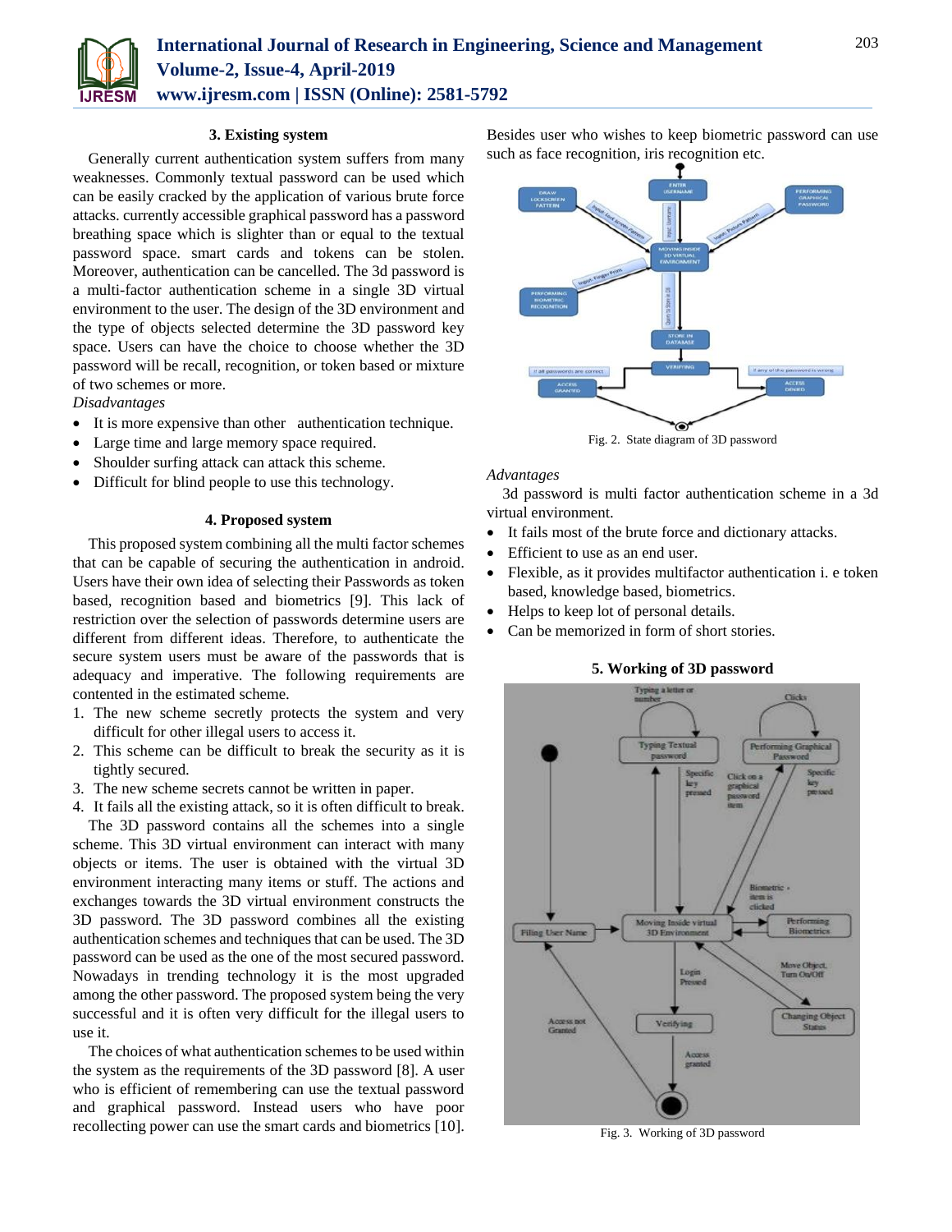### 3. Existing system

Generally current authentication system suffers from many weaknesses. Commonly textual password can be used which can be easily cracked by the application of various brute force attacks. currently accessible graphical password has a password breathing space which is slighter than or equal to the textual password space. smart cards and tokens can be stolen. Moreover, authentication can be cancelled. The 3d password is a multi-factor authentication scheme in a single 3D virtual environment to the user. The design of the 3D environment and the type of objects selected determine the 3D password key space. Users can have the choice to choose whether the 3D password will be recall, recognition, or token based or mixture of two schemes or more.

*Disadvantages*

- It is more expensive than other authentication technique.
- Large time and large memory space required.
- Shoulder surfing attack can attack this scheme.
- Difficult for blind people to use this technology.

### 4. Proposed system

This proposed system combining all the multi factor schemes that can be capable of securing the authentication in android. Users have their own idea of selecting their Passwords as token based, recognition based and biometrics [9]. This lack of restriction over the selection of passwords determine users are different from different ideas. Therefore, to authenticate the secure system users must be aware of the passwords that is adequacy and imperative. The following requirements are contented in the estimated scheme.

1. The new scheme secretly protects the system and very difficult for other illegal users to access it.
2. This scheme can be difficult to break the security as it is tightly secured.
3. The new scheme secrets cannot be written in paper.
4. It fails all the existing attack, so it is often difficult to break.

The 3D password contains all the schemes into a single scheme. This 3D virtual environment can interact with many objects or items. The user is obtained with the virtual 3D environment interacting many items or stuff. The actions and exchanges towards the 3D virtual environment constructs the 3D password. The 3D password combines all the existing authentication schemes and techniques that can be used. The 3D password can be used as the one of the most secured password. Nowadays in trending technology it is the most upgraded among the other password. The proposed system being the very successful and it is often very difficult for the illegal users to use it.

The choices of what authentication schemes to be used within the system as the requirements of the 3D password [8]. A user who is efficient of remembering can use the textual password and graphical password. Instead users who have poor recollecting power can use the smart cards and biometrics [10]. Besides user who wishes to keep biometric password can use such as face recognition, iris recognition etc.

Fig. 2. State diagram of 3D password

*Advantages*

3d password is multi factor authentication scheme in a 3d virtual environment.

- It fails most of the brute force and dictionary attacks.
- Efficient to use as an end user.
- Flexible, as it provides multifactor authentication i. e token based, knowledge based, biometrics.
- Helps to keep lot of personal details.
- Can be memorized in form of short stories.

### 5. Working of 3D password

Fig. 3. Working of 3D password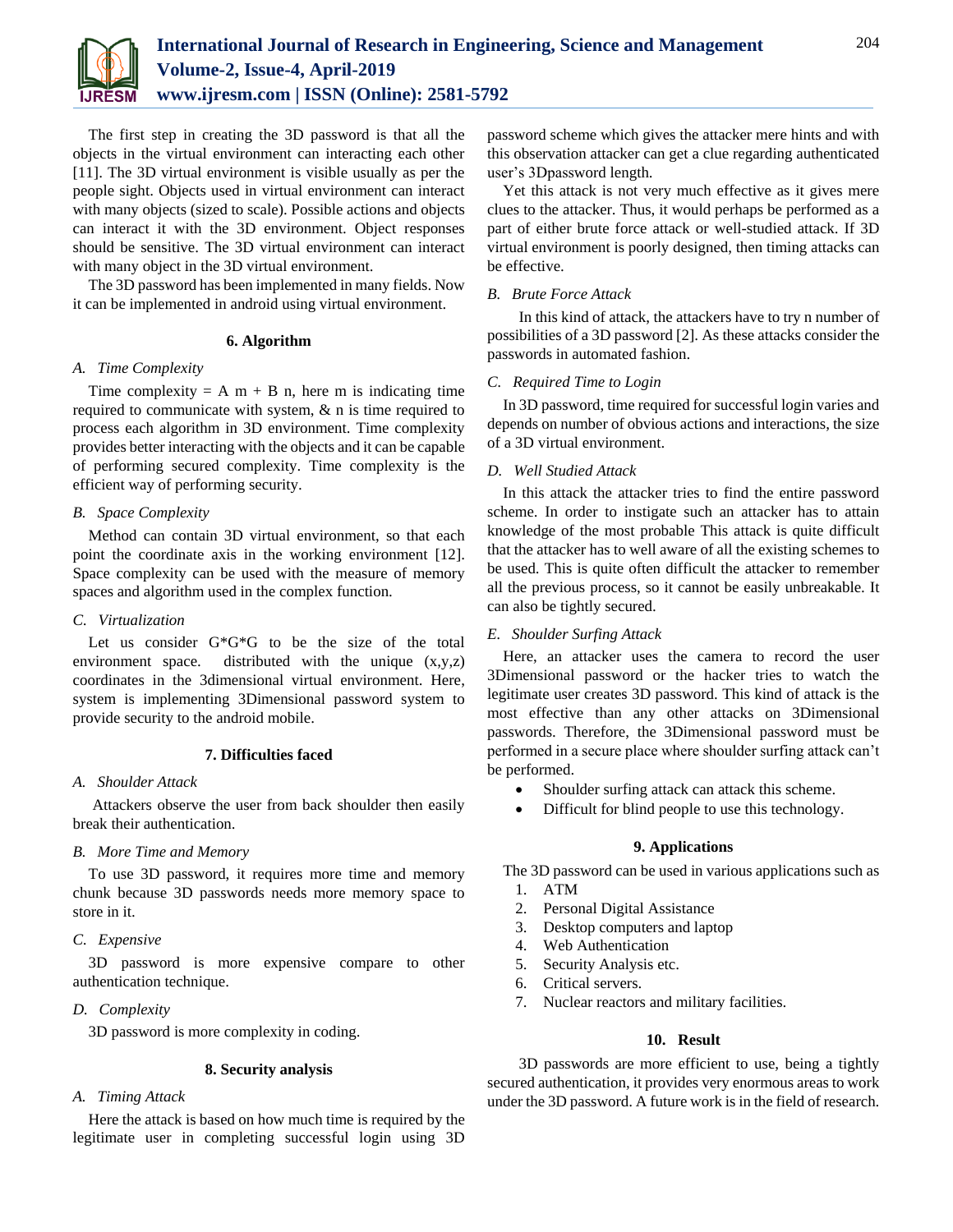The first step in creating the 3D password is that all the objects in the virtual environment can interacting each other [11]. The 3D virtual environment is visible usually as per the people sight. Objects used in virtual environment can interact with many objects (sized to scale). Possible actions and objects can interact it with the 3D environment. Object responses should be sensitive. The 3D virtual environment can interact with many object in the 3D virtual environment.

The 3D password has been implemented in many fields. Now it can be implemented in android using virtual environment.

## 6. Algorithm

### *A. Time Complexity*

Time complexity = A m + B n, here m is indicating time required to communicate with system, & n is time required to process each algorithm in 3D environment. Time complexity provides better interacting with the objects and it can be capable of performing secured complexity. Time complexity is the efficient way of performing security.

### *B. Space Complexity*

Method can contain 3D virtual environment, so that each point the coordinate axis in the working environment [12]. Space complexity can be used with the measure of memory spaces and algorithm used in the complex function.

### *C. Virtualization*

Let us consider G*G*G to be the size of the total environment space. distributed with the unique (x,y,z) coordinates in the 3dimensional virtual environment. Here, system is implementing 3Dimensional password system to provide security to the android mobile.

## 7. Difficulties faced

### *A. Shoulder Attack*

Attackers observe the user from back shoulder then easily break their authentication.

### *B. More Time and Memory*

To use 3D password, it requires more time and memory chunk because 3D passwords needs more memory space to store in it.

### *C. Expensive*

3D password is more expensive compare to other authentication technique.

### *D. Complexity*

3D password is more complexity in coding.

## 8. Security analysis

### *A. Timing Attack*

Here the attack is based on how much time is required by the legitimate user in completing successful login using 3D password scheme which gives the attacker mere hints and with this observation attacker can get a clue regarding authenticated user's 3Dpassword length.

Yet this attack is not very much effective as it gives mere clues to the attacker. Thus, it would perhaps be performed as a part of either brute force attack or well-studied attack. If 3D virtual environment is poorly designed, then timing attacks can be effective.

### *B. Brute Force Attack*

In this kind of attack, the attackers have to try n number of possibilities of a 3D password [2]. As these attacks consider the passwords in automated fashion.

### *C. Required Time to Login*

In 3D password, time required for successful login varies and depends on number of obvious actions and interactions, the size of a 3D virtual environment.

### *D. Well Studied Attack*

In this attack the attacker tries to find the entire password scheme. In order to instigate such an attacker has to attain knowledge of the most probable This attack is quite difficult that the attacker has to well aware of all the existing schemes to be used. This is quite often difficult the attacker to remember all the previous process, so it cannot be easily unbreakable. It can also be tightly secured.

### *E. Shoulder Surfing Attack*

Here, an attacker uses the camera to record the user 3Dimensional password or the hacker tries to watch the legitimate user creates 3D password. This kind of attack is the most effective than any other attacks on 3Dimensional passwords. Therefore, the 3Dimensional password must be performed in a secure place where shoulder surfing attack can't be performed.

- Shoulder surfing attack can attack this scheme.
- Difficult for blind people to use this technology.

## 9. Applications

The 3D password can be used in various applications such as

1. ATM
2. Personal Digital Assistance
3. Desktop computers and laptop
4. Web Authentication
5. Security Analysis etc.
6. Critical servers.
7. Nuclear reactors and military facilities.

## 10. Result

3D passwords are more efficient to use, being a tightly secured authentication, it provides very enormous areas to work under the 3D password. A future work is in the field of research.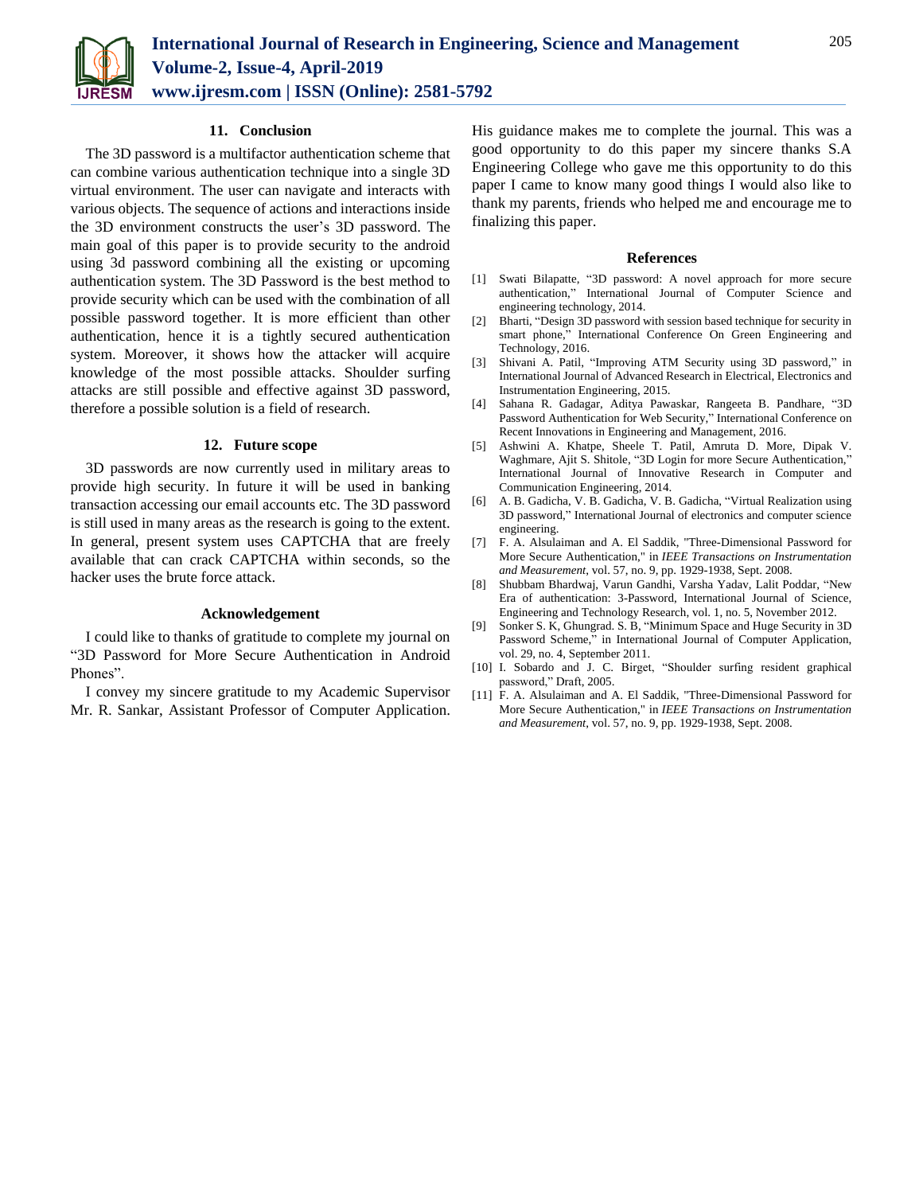## 11. Conclusion

The 3D password is a multifactor authentication scheme that can combine various authentication technique into a single 3D virtual environment. The user can navigate and interacts with various objects. The sequence of actions and interactions inside the 3D environment constructs the user's 3D password. The main goal of this paper is to provide security to the android using 3d password combining all the existing or upcoming authentication system. The 3D Password is the best method to provide security which can be used with the combination of all possible password together. It is more efficient than other authentication, hence it is a tightly secured authentication system. Moreover, it shows how the attacker will acquire knowledge of the most possible attacks. Shoulder surfing attacks are still possible and effective against 3D password, therefore a possible solution is a field of research.

## 12. Future scope

3D passwords are now currently used in military areas to provide high security. In future it will be used in banking transaction accessing our email accounts etc. The 3D password is still used in many areas as the research is going to the extent. In general, present system uses CAPTCHA that are freely available that can crack CAPTCHA within seconds, so the hacker uses the brute force attack.

## Acknowledgement

I could like to thanks of gratitude to complete my journal on "3D Password for More Secure Authentication in Android Phones".

I convey my sincere gratitude to my Academic Supervisor Mr. R. Sankar, Assistant Professor of Computer Application. His guidance makes me to complete the journal. This was a good opportunity to do this paper my sincere thanks S.A Engineering College who gave me this opportunity to do this paper I came to know many good things I would also like to thank my parents, friends who helped me and encourage me to finalizing this paper.

## References

[1] Swati Bilapatte, "3D password: A novel approach for more secure authentication," International Journal of Computer Science and engineering technology, 2014.

[2] Bharti, "Design 3D password with session based technique for security in smart phone," International Conference On Green Engineering and Technology, 2016.

[3] Shivani A. Patil, "Improving ATM Security using 3D password," in International Journal of Advanced Research in Electrical, Electronics and Instrumentation Engineering, 2015.

[4] Sahana R. Gadagar, Aditya Pawaskar, Rangeeta B. Pandhare, "3D Password Authentication for Web Security," International Conference on Recent Innovations in Engineering and Management, 2016.

[5] Ashwini A. Khatpe, Sheele T. Patil, Amruta D. More, Dipak V. Waghmare, Ajit S. Shitole, "3D Login for more Secure Authentication," International Journal of Innovative Research in Computer and Communication Engineering, 2014.

[6] A. B. Gadicha, V. B. Gadicha, V. B. Gadicha, "Virtual Realization using 3D password," International Journal of electronics and computer science engineering.

[7] F. A. Alsulaiman and A. El Saddik, "Three-Dimensional Password for More Secure Authentication," in *IEEE Transactions on Instrumentation and Measurement*, vol. 57, no. 9, pp. 1929-1938, Sept. 2008.

[8] Shubbam Bhardwaj, Varun Gandhi, Varsha Yadav, Lalit Poddar, "New Era of authentication: 3-Password, International Journal of Science, Engineering and Technology Research, vol. 1, no. 5, November 2012.

[9] Sonker S. K, Ghungrad. S. B, "Minimum Space and Huge Security in 3D Password Scheme," in International Journal of Computer Application, vol. 29, no. 4, September 2011.

[10] I. Sobardo and J. C. Birget, "Shoulder surfing resident graphical password," Draft, 2005.

[11] F. A. Alsulaiman and A. El Saddik, "Three-Dimensional Password for More Secure Authentication," in *IEEE Transactions on Instrumentation and Measurement*, vol. 57, no. 9, pp. 1929-1938, Sept. 2008.